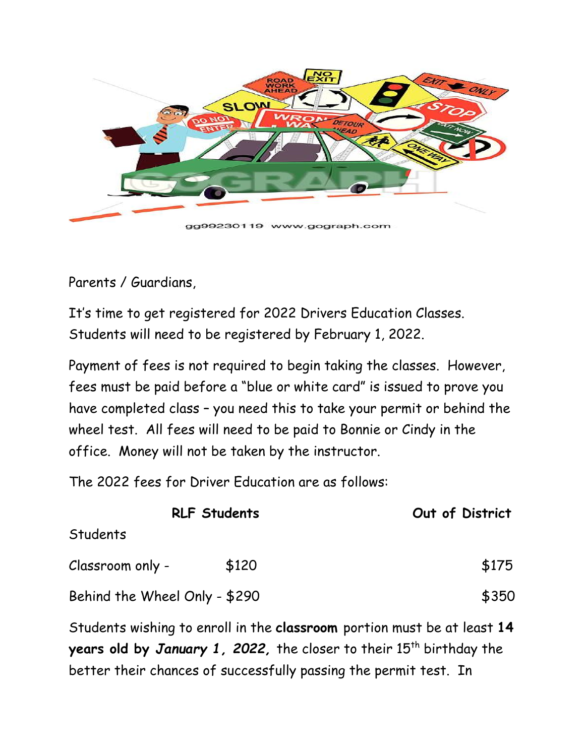Parents / Guardians,

It's time to get registered for 2022 Drivers Education Classes. Students will need to be registered by February 1, 2022.

Payment of fees is not required to begin taking the classes. However, fees must be paid before a "blue or white card" is issued to prove you have completed class – you need this to take your permit or behind the wheel test. All fees will need to be paid to Bonnie or Cindy in the office. Money will not be taken by the instructor.

The 2022 fees for Driver Education are as follows:

| Students | **RLF Students** | **Out of District** |
|---|---|---|
| Classroom only - | $120 | $175 |
| Behind the Wheel Only - | $290 | $350 |

Students wishing to enroll in the **classroom** portion must be at least **14 years old by *January 1, 2022*,** the closer to their 15th birthday the better their chances of successfully passing the permit test. In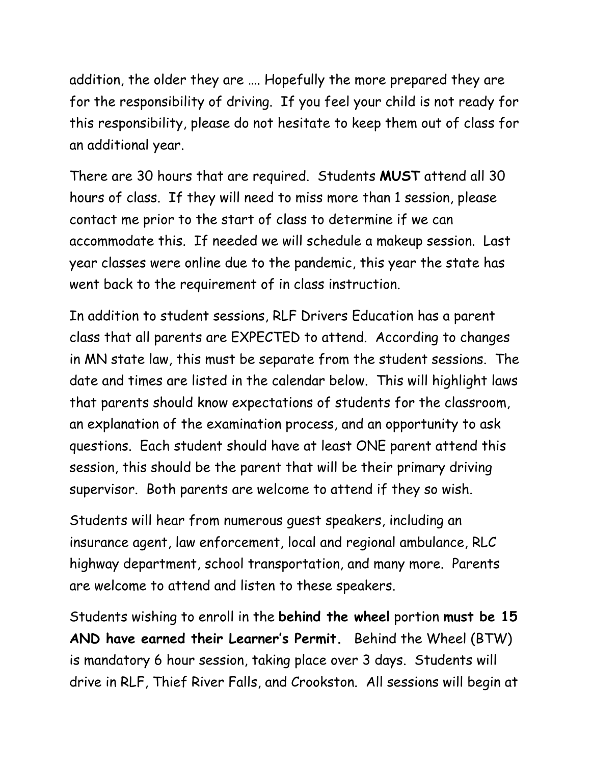addition, the older they are …. Hopefully the more prepared they are for the responsibility of driving. If you feel your child is not ready for this responsibility, please do not hesitate to keep them out of class for an additional year.

There are 30 hours that are required. Students **MUST** attend all 30 hours of class. If they will need to miss more than 1 session, please contact me prior to the start of class to determine if we can accommodate this. If needed we will schedule a makeup session. Last year classes were online due to the pandemic, this year the state has went back to the requirement of in class instruction.

In addition to student sessions, RLF Drivers Education has a parent class that all parents are EXPECTED to attend. According to changes in MN state law, this must be separate from the student sessions. The date and times are listed in the calendar below. This will highlight laws that parents should know expectations of students for the classroom, an explanation of the examination process, and an opportunity to ask questions. Each student should have at least ONE parent attend this session, this should be the parent that will be their primary driving supervisor. Both parents are welcome to attend if they so wish.

Students will hear from numerous guest speakers, including an insurance agent, law enforcement, local and regional ambulance, RLC highway department, school transportation, and many more. Parents are welcome to attend and listen to these speakers.

Students wishing to enroll in the **behind the wheel** portion **must be 15 AND have earned their Learner's Permit.** Behind the Wheel (BTW) is mandatory 6 hour session, taking place over 3 days. Students will drive in RLF, Thief River Falls, and Crookston. All sessions will begin at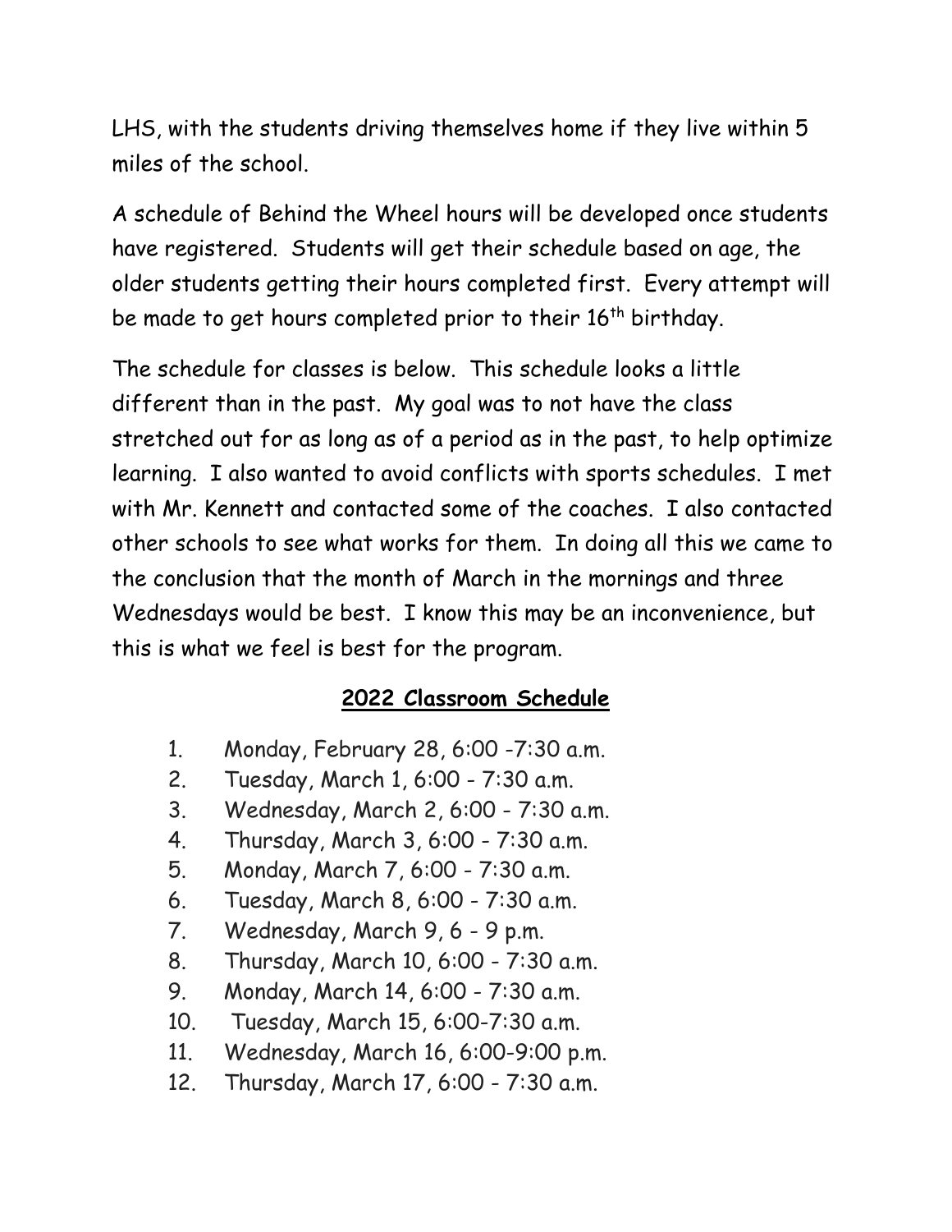LHS, with the students driving themselves home if they live within 5 miles of the school.

A schedule of Behind the Wheel hours will be developed once students have registered. Students will get their schedule based on age, the older students getting their hours completed first. Every attempt will be made to get hours completed prior to their 16th birthday.

The schedule for classes is below. This schedule looks a little different than in the past. My goal was to not have the class stretched out for as long as of a period as in the past, to help optimize learning. I also wanted to avoid conflicts with sports schedules. I met with Mr. Kennett and contacted some of the coaches. I also contacted other schools to see what works for them. In doing all this we came to the conclusion that the month of March in the mornings and three Wednesdays would be best. I know this may be an inconvenience, but this is what we feel is best for the program.

## **2022 Classroom Schedule**

1. Monday, February 28, 6:00 -7:30 a.m.
2. Tuesday, March 1, 6:00 - 7:30 a.m.
3. Wednesday, March 2, 6:00 - 7:30 a.m.
4. Thursday, March 3, 6:00 - 7:30 a.m.
5. Monday, March 7, 6:00 - 7:30 a.m.
6. Tuesday, March 8, 6:00 - 7:30 a.m.
7. Wednesday, March 9, 6 - 9 p.m.
8. Thursday, March 10, 6:00 - 7:30 a.m.
9. Monday, March 14, 6:00 - 7:30 a.m.
10. Tuesday, March 15, 6:00-7:30 a.m.
11. Wednesday, March 16, 6:00-9:00 p.m.
12. Thursday, March 17, 6:00 - 7:30 a.m.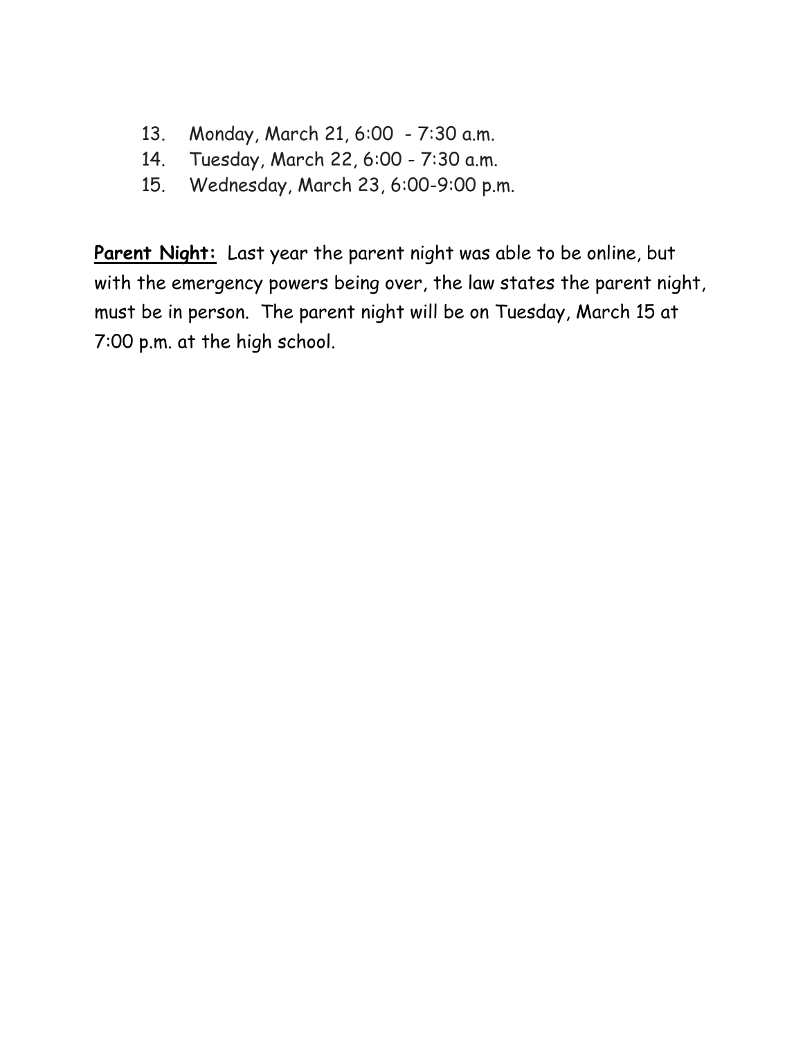13. Monday, March 21, 6:00 - 7:30 a.m.
14. Tuesday, March 22, 6:00 - 7:30 a.m.
15. Wednesday, March 23, 6:00-9:00 p.m.

**Parent Night:** Last year the parent night was able to be online, but with the emergency powers being over, the law states the parent night, must be in person. The parent night will be on Tuesday, March 15 at 7:00 p.m. at the high school.